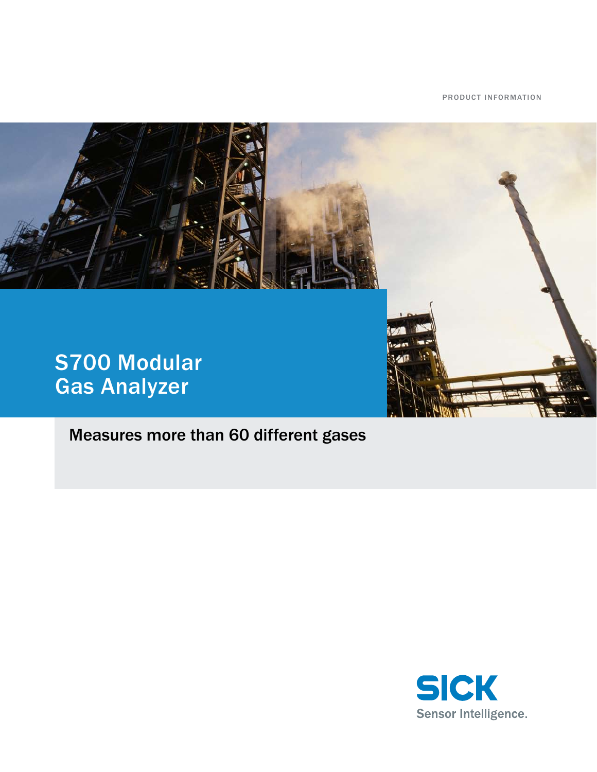PRODUCT INFORMATION

# S700 Modular Gas Analyzer

## Measures more than 60 different gases

SICK

Sensor Intelligence.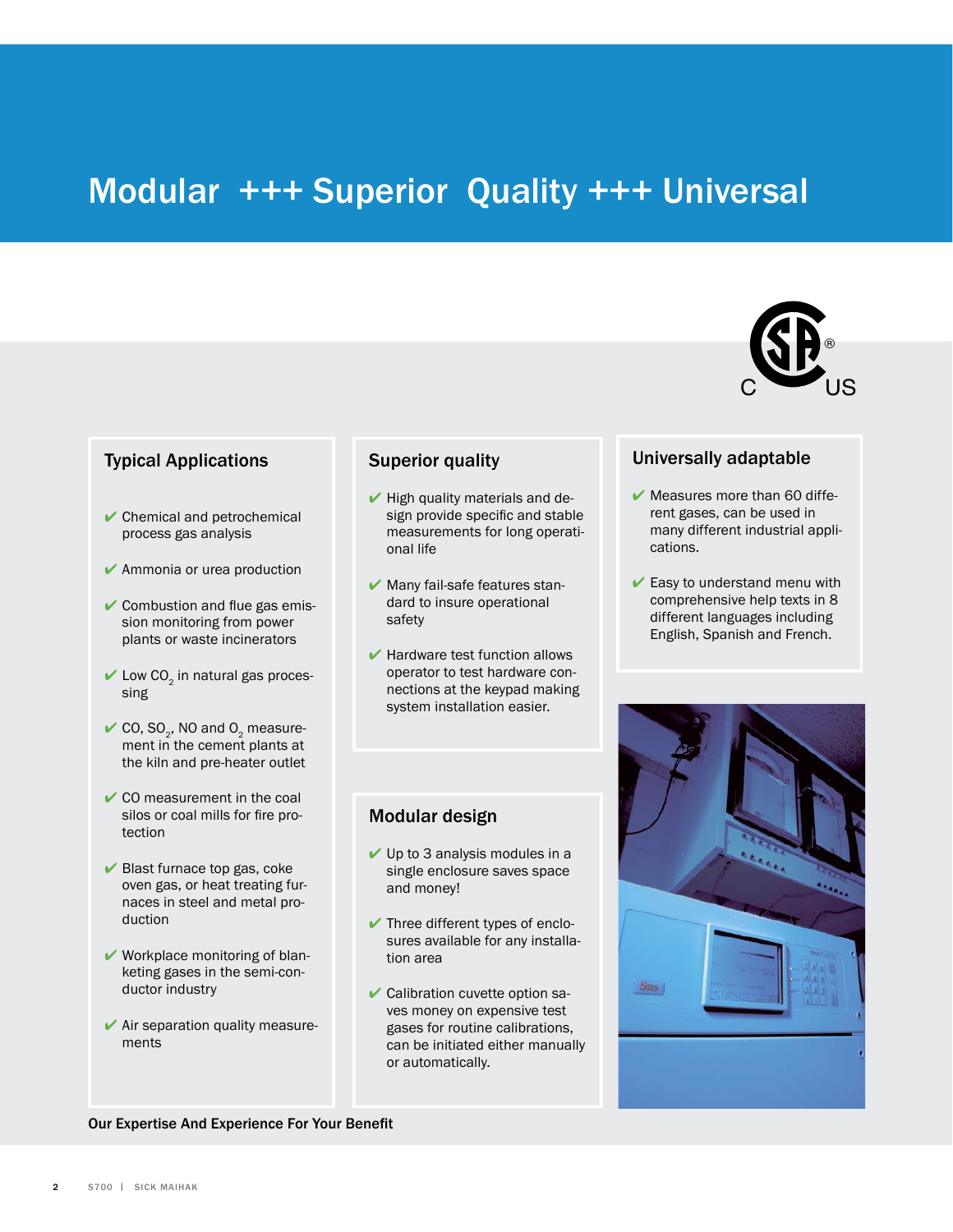# Modular +++ Superior Quality +++ Universal

## Typical Applications

- Chemical and petrochemical process gas analysis
- Ammonia or urea production
- Combustion and flue gas emission monitoring from power plants or waste incinerators
- Low $CO_2$ in natural gas processing
- CO, $SO_2$, NO and $O_2$ measurement in the cement plants at the kiln and pre-heater outlet
- CO measurement in the coal silos or coal mills for fire protection
- Blast furnace top gas, coke oven gas, or heat treating furnaces in steel and metal production
- Workplace monitoring of blanketing gases in the semi-conductor industry
- Air separation quality measurements

## Superior quality

- High quality materials and design provide specific and stable measurements for long operational life
- Many fail-safe features standard to insure operational safety
- Hardware test function allows operator to test hardware connections at the keypad making system installation easier.

## Modular design

- Up to 3 analysis modules in a single enclosure saves space and money!
- Three different types of enclosures available for any installation area
- Calibration cuvette option saves money on expensive test gases for routine calibrations, can be initiated either manually or automatically.

## Universally adaptable

- Measures more than 60 different gases, can be used in many different industrial applications.
- Easy to understand menu with comprehensive help texts in 8 different languages including English, Spanish and French.

**Our Expertise And Experience For Your Benefit**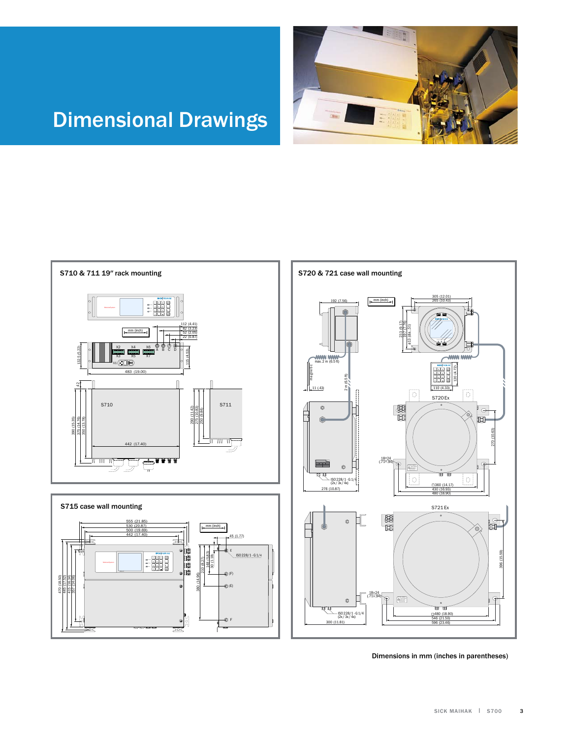# Dimensional Drawings

## S710 & 711 19" rack mounting

mm (inch)

112 (4.41)
82 (3.23)
52 (2.05)
22 (0.87)

132.5 (5.22)
115 (4.53)
483 (19.00)

X2 X4 X6
X3 X5 X7
X1
A B C D

42
390 (15.35)
375 (14.76)
350 (13.78)

S710
442 (17.40)

S711
290 (11.42)
275 (10.83)
250 (9.84)

## S715 case wall mounting

555 (21.85)
530 (20.87)
500 (19.69)
442 (17.40)

mm (inch)

45 (1.77)

470 (18.50)
445 (17.52)
415 (16.34)
357 (14.06)

210 (8.27)
148 (5.83)
30 (1.18)
380 (14.96)

E
ISO 228/1-G1/4
(F)
(E)
F

## S720 & 721 case wall mounting

192 (7.56)

mm (inch)

305 (12.01)
265 (10.43)

233 (9.17)
197 (7.76)
ø13 (dia. .51)

max. 2 m (6.5 ft)
magnetic
11 (.43)
2 m (6.5 ft)

120 (4.72)
110 (4.33)

S720 Ex

270 (10.63)
18×24
(.71×.94)

ISO 228/1-G1/4
(2x / 3x / 4x)
276 (10.87)

□360 (14.17)
430 (16.93)
480 (18.90)

S721 Ex

396 (15.59)
18×24
(.71×.94)

ISO 228/1-G1/4
(2x / 3x / 4x)
300 (11.81)

□480 (18.90)
546 (21.50)
596 (23.46)

Dimensions in mm (inches in parentheses)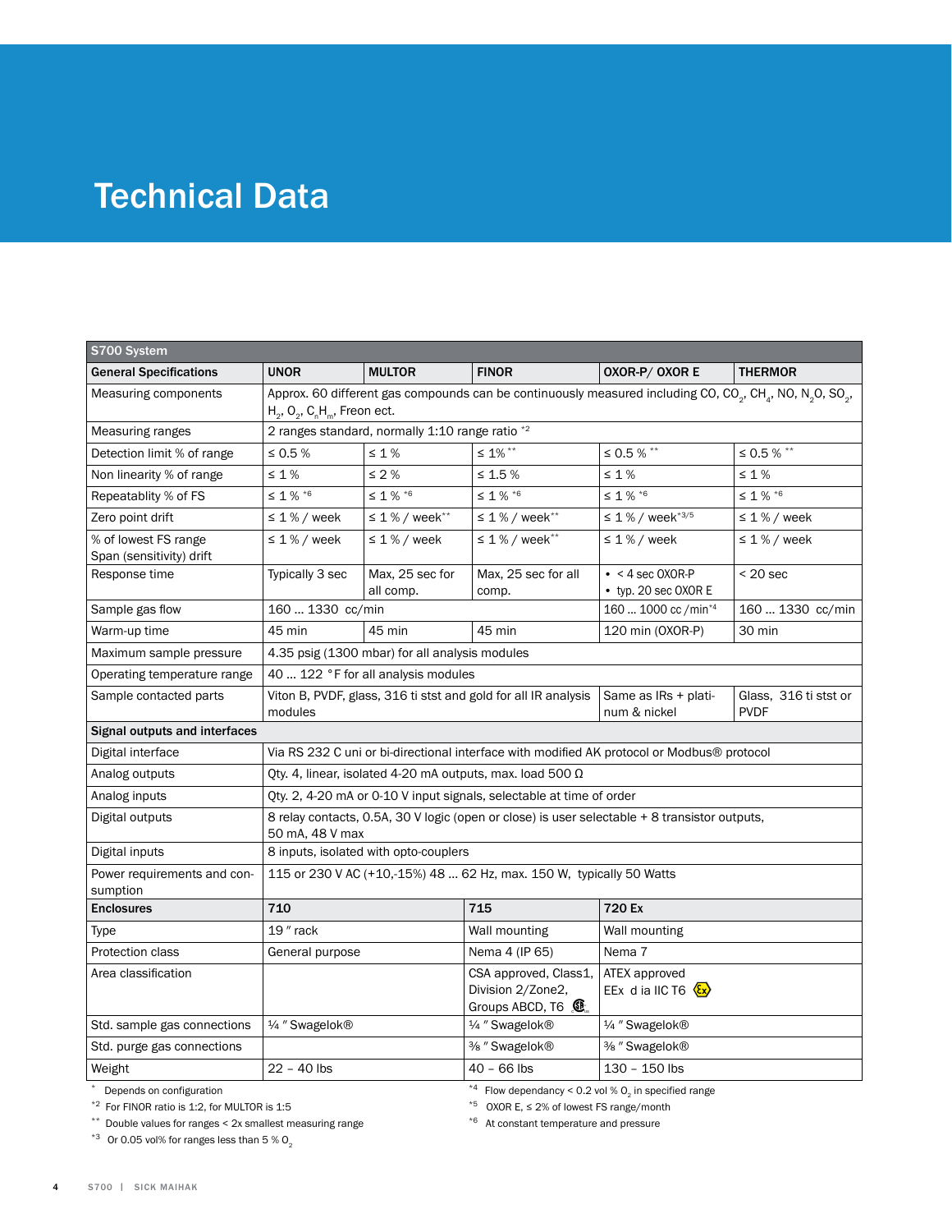# Technical Data

| S700 System | | | | | |
|---|---|---|---|---|---|
| **General Specifications** | **UNOR** | **MULTOR** | **FINOR** | **OXOR-P/ OXOR E** | **THERMOR** |
| Measuring components | Approx. 60 different gas compounds can be continuously measured including CO, $CO_2$, $CH_4$, NO, $N_2O$, $SO_2$, $H_2$, $O_2$, $C_nH_m$, Freon ect. | | | | |
| Measuring ranges | 2 ranges standard, normally 1:10 range ratio *2 | | | | |
| Detection limit % of range | ≤ 0.5 % | ≤ 1 % | ≤ 1% ** | ≤ 0.5 % ** | ≤ 0.5 % ** |
| Non linearity % of range | ≤ 1 % | ≤ 2 % | ≤ 1.5 % | ≤ 1 % | ≤ 1 % |
| Repeatablity % of FS | ≤ 1 % *6 | ≤ 1 % *6 | ≤ 1 % *6 | ≤ 1 % *6 | ≤ 1 % *6 |
| Zero point drift | ≤ 1 % / week | ≤ 1 % / week** | ≤ 1 % / week** | ≤ 1 % / week*3/5 | ≤ 1 % / week |
| % of lowest FS range Span (sensitivity) drift | ≤ 1 % / week | ≤ 1 % / week | ≤ 1 % / week** | ≤ 1 % / week | ≤ 1 % / week |
| Response time | Typically 3 sec | Max, 25 sec for all comp. | Max, 25 sec for all comp. | • < 4 sec OXOR-P<br>• typ. 20 sec OXOR E | < 20 sec |
| Sample gas flow | 160 ... 1330 cc/min | | | 160 ... 1000 cc /min*4 | 160 ... 1330 cc/min |
| Warm-up time | 45 min | 45 min | 45 min | 120 min (OXOR-P) | 30 min |
| Maximum sample pressure | 4.35 psig (1300 mbar) for all analysis modules | | | | |
| Operating temperature range | 40 ... 122 °F for all analysis modules | | | | |
| Sample contacted parts | Viton B, PVDF, glass, 316 ti stst and gold for all IR analysis modules | | | Same as IRs + platinum & nickel | Glass, 316 ti stst or PVDF |
| **Signal outputs and interfaces** | | | | | |
| Digital interface | Via RS 232 C uni or bi-directional interface with modified AK protocol or Modbus® protocol | | | | |
| Analog outputs | Qty. 4, linear, isolated 4-20 mA outputs, max. load 500 Ω | | | | |
| Analog inputs | Qty. 2, 4-20 mA or 0-10 V input signals, selectable at time of order | | | | |
| Digital outputs | 8 relay contacts, 0.5A, 30 V logic (open or close) is user selectable + 8 transistor outputs, 50 mA, 48 V max | | | | |
| Digital inputs | 8 inputs, isolated with opto-couplers | | | | |
| Power requirements and consumption | 115 or 230 V AC (+10,-15%) 48 ... 62 Hz, max. 150 W, typically 50 Watts | | | | |
| **Enclosures** | **710** | | **715** | **720 Ex** | |
| Type | 19 " rack | | Wall mounting | Wall mounting | |
| Protection class | General purpose | | Nema 4 (IP 65) | Nema 7 | |
| Area classification | | | CSA approved, Class1, Division 2/Zone2, Groups ABCD, T6 | ATEX approved EEx d ia IIC T6 | |
| Std. sample gas connections | ¼ " Swagelok® | | ¼ " Swagelok® | ¼ " Swagelok® | |
| Std. purge gas connections | | | ⅜ " Swagelok® | ⅜ " Swagelok® | |
| Weight | 22 – 40 lbs | | 40 – 66 lbs | 130 – 150 lbs | |

\* Depends on configuration

*2 For FINOR ratio is 1:2, for MULTOR is 1:5

** Double values for ranges < 2x smallest measuring range

*3 Or 0.05 vol% for ranges less than 5 % $O_2$

*4 Flow dependancy < 0.2 vol % $O_2$ in specified range

*5 OXOR E, ≤ 2% of lowest FS range/month

*6 At constant temperature and pressure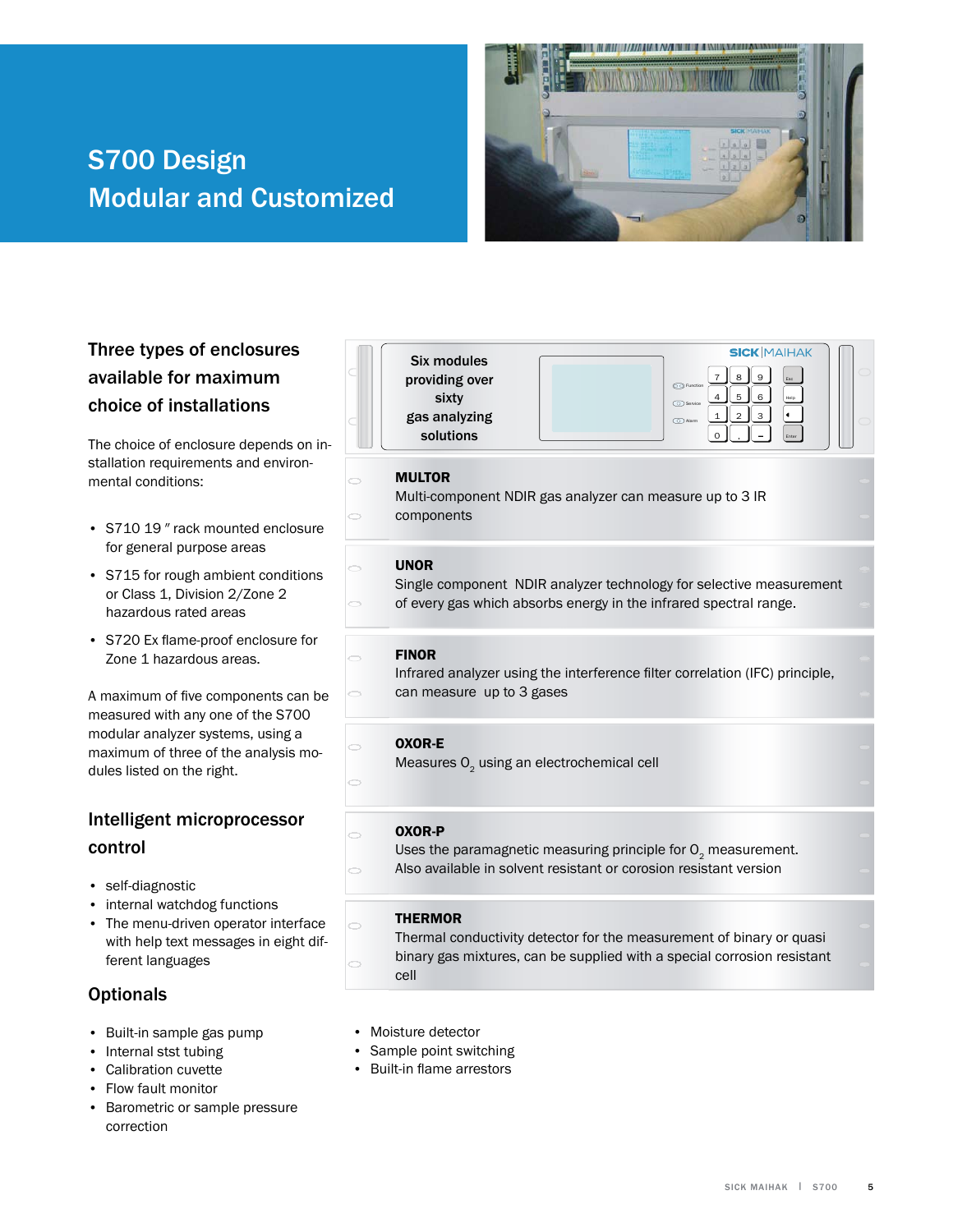# S700 Design
# Modular and Customized

## Three types of enclosures available for maximum choice of installations

The choice of enclosure depends on installation requirements and environmental conditions:

- S710 19 ″ rack mounted enclosure for general purpose areas
- S715 for rough ambient conditions or Class 1, Division 2/Zone 2 hazardous rated areas
- S720 Ex flame-proof enclosure for Zone 1 hazardous areas.

A maximum of five components can be measured with any one of the S700 modular analyzer systems, using a maximum of three of the analysis modules listed on the right.

## Intelligent microprocessor control

- self-diagnostic
- internal watchdog functions
- The menu-driven operator interface with help text messages in eight different languages

## Optionals

- Built-in sample gas pump
- Internal stst tubing
- Calibration cuvette
- Flow fault monitor
- Barometric or sample pressure correction
- Moisture detector
- Sample point switching
- Built-in flame arrestors

**Six modules providing over sixty gas analyzing solutions**

**MULTOR**
Multi-component NDIR gas analyzer can measure up to 3 IR components

**UNOR**
Single component NDIR analyzer technology for selective measurement of every gas which absorbs energy in the infrared spectral range.

**FINOR**
Infrared analyzer using the interference filter correlation (IFC) principle, can measure up to 3 gases

**OXOR-E**
Measures $O_2$ using an electrochemical cell

**OXOR-P**
Uses the paramagnetic measuring principle for $O_2$ measurement. Also available in solvent resistant or corosion resistant version

**THERMOR**
Thermal conductivity detector for the measurement of binary or quasi binary gas mixtures, can be supplied with a special corrosion resistant cell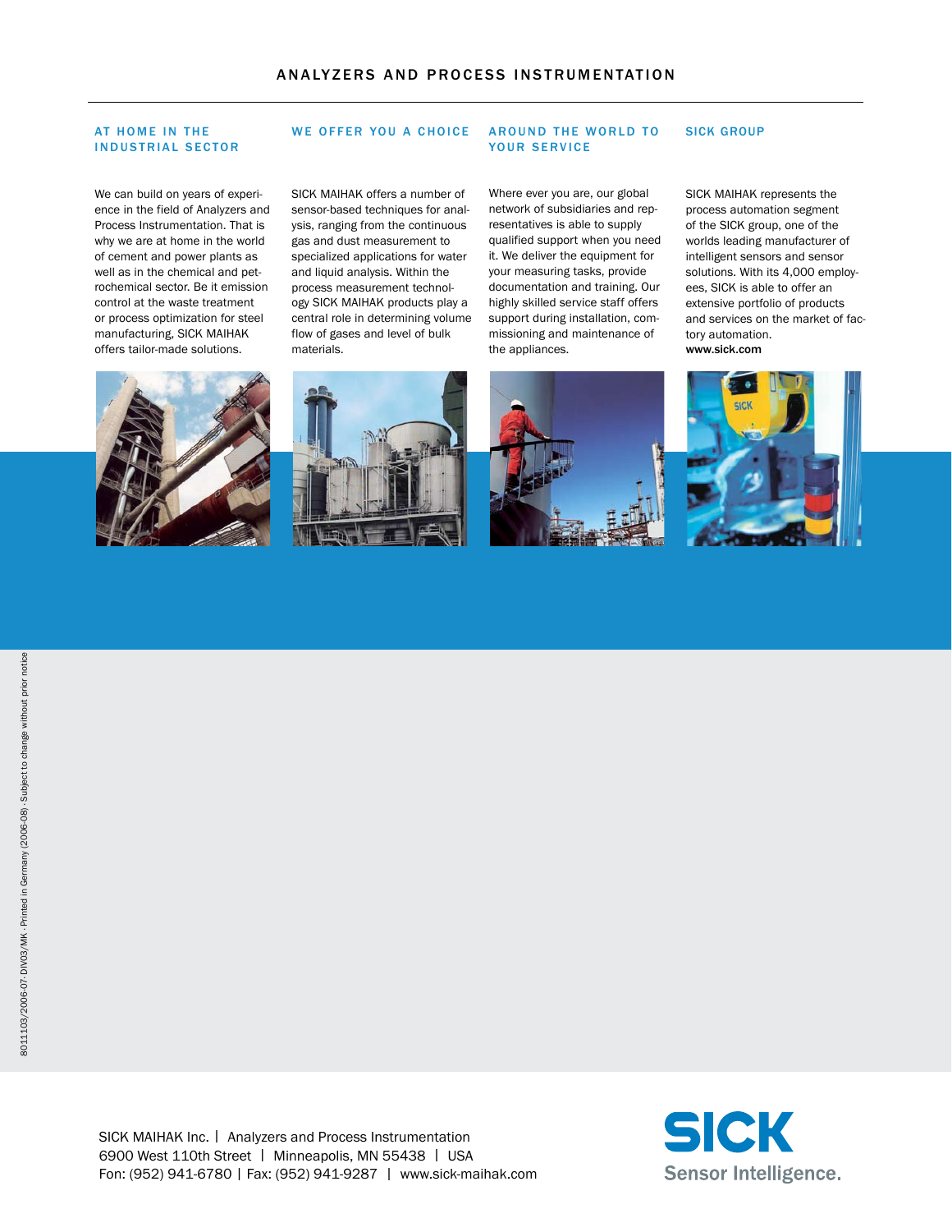# ANALYZERS AND PROCESS INSTRUMENTATION

## AT HOME IN THE INDUSTRIAL SECTOR

We can build on years of experience in the field of Analyzers and Process Instrumentation. That is why we are at home in the world of cement and power plants as well as in the chemical and petrochemical sector. Be it emission control at the waste treatment or process optimization for steel manufacturing, SICK MAIHAK offers tailor-made solutions.

## WE OFFER YOU A CHOICE

SICK MAIHAK offers a number of sensor-based techniques for analysis, ranging from the continuous gas and dust measurement to specialized applications for water and liquid analysis. Within the process measurement technology SICK MAIHAK products play a central role in determining volume flow of gases and level of bulk materials.

## AROUND THE WORLD TO YOUR SERVICE

Where ever you are, our global network of subsidiaries and representatives is able to supply qualified support when you need it. We deliver the equipment for your measuring tasks, provide documentation and training. Our highly skilled service staff offers support during installation, commissioning and maintenance of the appliances.

## SICK GROUP

SICK MAIHAK represents the process automation segment of the SICK group, one of the worlds leading manufacturer of intelligent sensors and sensor solutions. With its 4,000 employees, SICK is able to offer an extensive portfolio of products and services on the market of factory automation.
**www.sick.com**

8011103/2006-07· DIV03/MK · Printed in Germany (2006-08) · Subject to change without prior notice

SICK MAIHAK Inc. | Analyzers and Process Instrumentation
6900 West 110th Street | Minneapolis, MN 55438 | USA
Fon: (952) 941-6780 | Fax: (952) 941-9287 | www.sick-maihak.com

SICK
Sensor Intelligence.